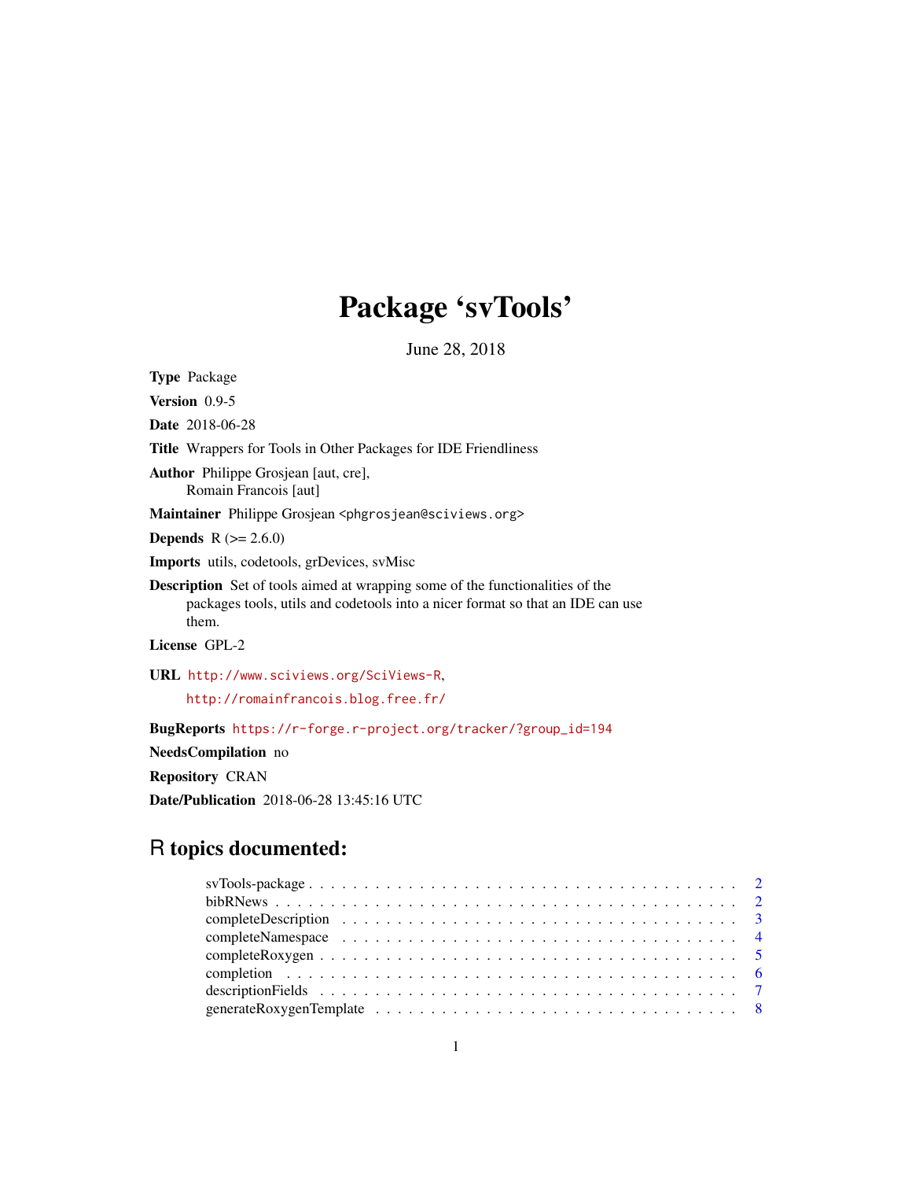# Package 'svTools'

June 28, 2018

**Type** Package

**Version** 0.9-5

**Date** 2018-06-28

**Title** Wrappers for Tools in Other Packages for IDE Friendliness

**Author** Philippe Grosjean [aut, cre],
Romain Francois [aut]

**Maintainer** Philippe Grosjean <phgrosjean@sciviews.org>

**Depends** R (>= 2.6.0)

**Imports** utils, codetools, grDevices, svMisc

**Description** Set of tools aimed at wrapping some of the functionalities of the packages tools, utils and codetools into a nicer format so that an IDE can use them.

**License** GPL-2

**URL** http://www.sciviews.org/SciViews-R,
http://romainfrancois.blog.free.fr/

**BugReports** https://r-forge.r-project.org/tracker/?group_id=194

**NeedsCompilation** no

**Repository** CRAN

**Date/Publication** 2018-06-28 13:45:16 UTC

## R topics documented:

svTools-package . . . . . . . . . . . . . . . . . . . . . . . . . . . . . . . . . . . . 2
bibRNews . . . . . . . . . . . . . . . . . . . . . . . . . . . . . . . . . . . . . . . . 2
completeDescription . . . . . . . . . . . . . . . . . . . . . . . . . . . . . . . . . . 3
completeNamespace . . . . . . . . . . . . . . . . . . . . . . . . . . . . . . . . . . 4
completeRoxygen . . . . . . . . . . . . . . . . . . . . . . . . . . . . . . . . . . . . 5
completion . . . . . . . . . . . . . . . . . . . . . . . . . . . . . . . . . . . . . . . 6
descriptionFields . . . . . . . . . . . . . . . . . . . . . . . . . . . . . . . . . . . 7
generateRoxygenTemplate . . . . . . . . . . . . . . . . . . . . . . . . . . . . . . . 8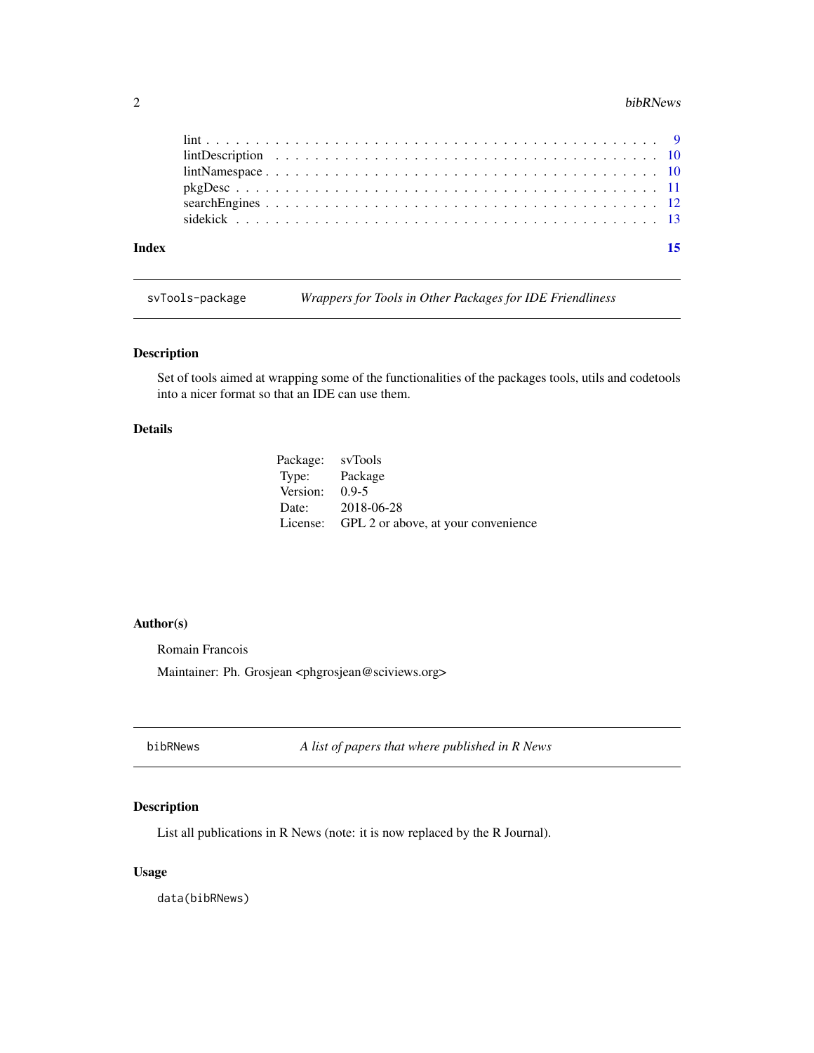lint . . . . . . . . . . . . . . . . . . . . . . . . . . . . . . . . . . . . . . . . . . 9
lintDescription . . . . . . . . . . . . . . . . . . . . . . . . . . . . . . . . . . . . . 10
lintNamespace . . . . . . . . . . . . . . . . . . . . . . . . . . . . . . . . . . . . . . 10
pkgDesc . . . . . . . . . . . . . . . . . . . . . . . . . . . . . . . . . . . . . . . . . 11
searchEngines . . . . . . . . . . . . . . . . . . . . . . . . . . . . . . . . . . . . . . 12
sidekick . . . . . . . . . . . . . . . . . . . . . . . . . . . . . . . . . . . . . . . . . 13

**Index** **15**

---

## svTools-package — *Wrappers for Tools in Other Packages for IDE Friendliness*

### Description

Set of tools aimed at wrapping some of the functionalities of the packages tools, utils and codetools into a nicer format so that an IDE can use them.

### Details

| | |
|---|---|
| Package: | svTools |
| Type: | Package |
| Version: | 0.9-5 |
| Date: | 2018-06-28 |
| License: | GPL 2 or above, at your convenience |

### Author(s)

Romain Francois

Maintainer: Ph. Grosjean <phgrosjean@sciviews.org>

---

## bibRNews — *A list of papers that where published in R News*

### Description

List all publications in R News (note: it is now replaced by the R Journal).

### Usage

```
data(bibRNews)
```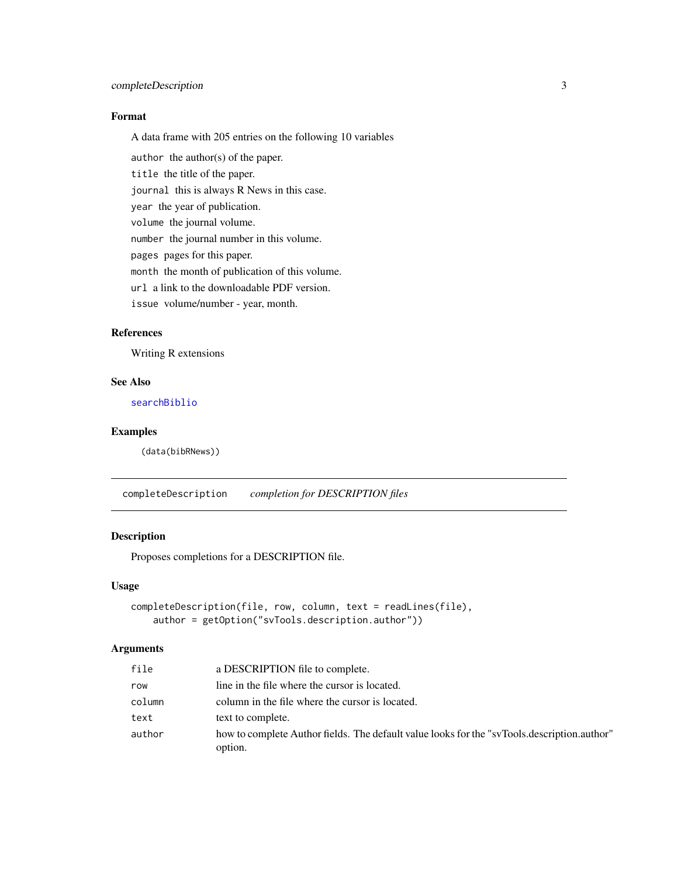### Format

A data frame with 205 entries on the following 10 variables

- `author` the author(s) of the paper.
- `title` the title of the paper.
- `journal` this is always R News in this case.
- `year` the year of publication.
- `volume` the journal volume.
- `number` the journal number in this volume.
- `pages` pages for this paper.
- `month` the month of publication of this volume.
- `url` a link to the downloadable PDF version.
- `issue` volume/number - year, month.

### References

Writing R extensions

### See Also

searchBiblio

### Examples

```
(data(bibRNews))
```

---

## completeDescription *completion for DESCRIPTION files*

---

### Description

Proposes completions for a DESCRIPTION file.

### Usage

```
completeDescription(file, row, column, text = readLines(file),
    author = getOption("svTools.description.author"))
```

### Arguments

| | |
|---|---|
| `file` | a DESCRIPTION file to complete. |
| `row` | line in the file where the cursor is located. |
| `column` | column in the file where the cursor is located. |
| `text` | text to complete. |
| `author` | how to complete Author fields. The default value looks for the "svTools.description.author" option. |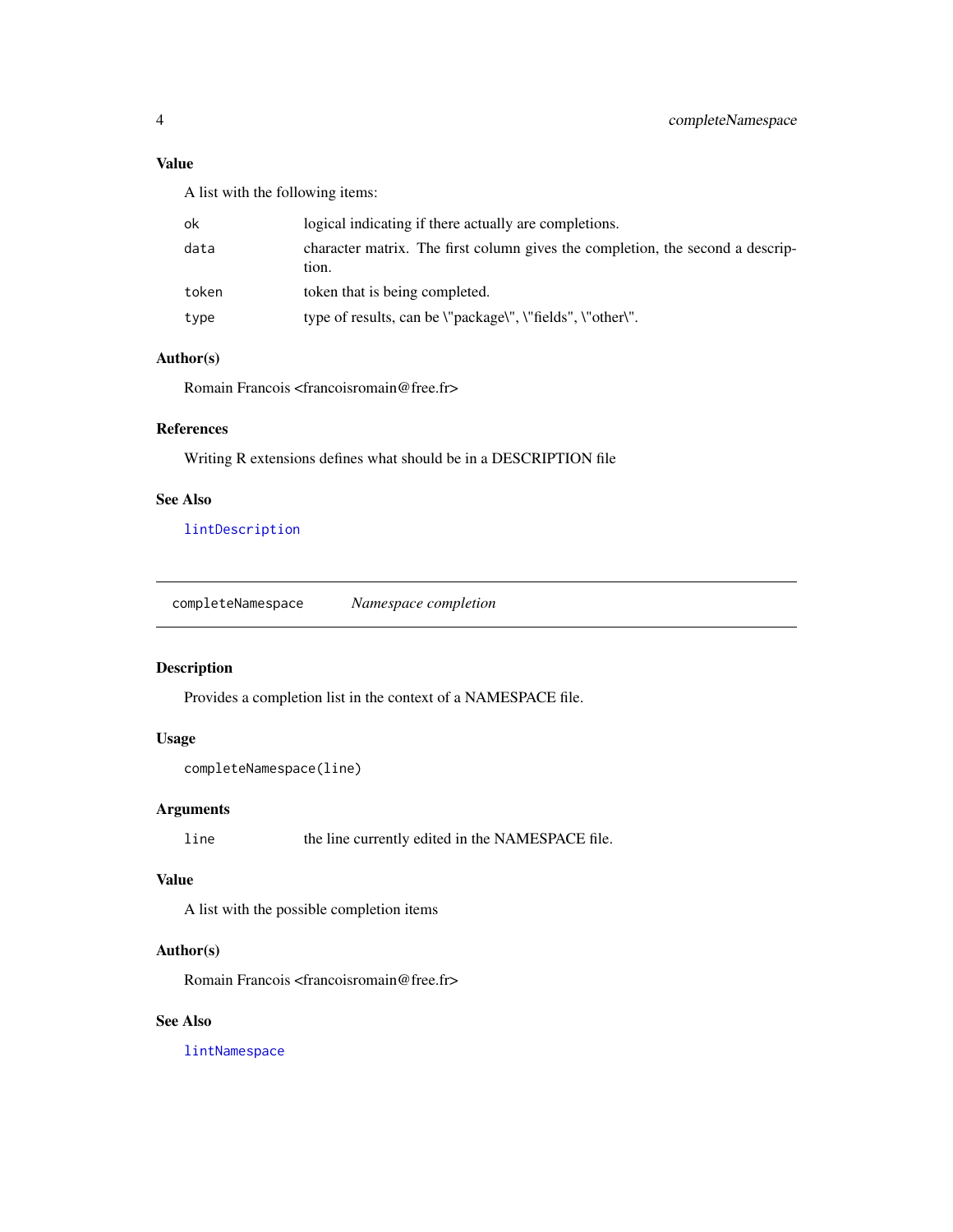### Value

A list with the following items:

| | |
|---|---|
| `ok` | logical indicating if there actually are completions. |
| `data` | character matrix. The first column gives the completion, the second a description. |
| `token` | token that is being completed. |
| `type` | type of results, can be \"package\", \"fields", \"other\". |

### Author(s)

Romain Francois <francoisromain@free.fr>

### References

Writing R extensions defines what should be in a DESCRIPTION file

### See Also

`lintDescription`

---

## `completeNamespace` *Namespace completion*

---

### Description

Provides a completion list in the context of a NAMESPACE file.

### Usage

```
completeNamespace(line)
```

### Arguments

| | |
|---|---|
| `line` | the line currently edited in the NAMESPACE file. |

### Value

A list with the possible completion items

### Author(s)

Romain Francois <francoisromain@free.fr>

### See Also

`lintNamespace`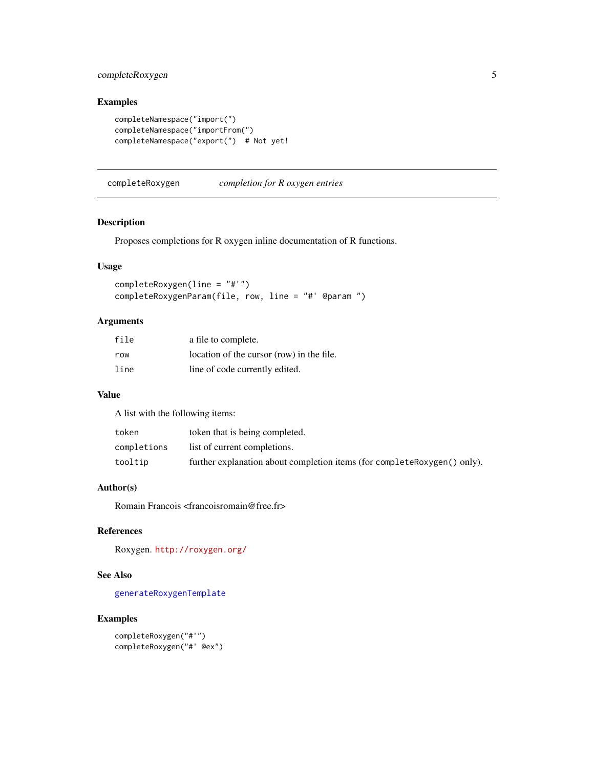## Examples

```
completeNamespace("import(")
completeNamespace("importFrom(")
completeNamespace("export(")  # Not yet!
```

---

`completeRoxygen` *completion for R oxygen entries*

---

### Description

Proposes completions for R oxygen inline documentation of R functions.

### Usage

```
completeRoxygen(line = "#'")
completeRoxygenParam(file, row, line = "#' @param ")
```

### Arguments

| | |
|---|---|
| `file` | a file to complete. |
| `row` | location of the cursor (row) in the file. |
| `line` | line of code currently edited. |

### Value

A list with the following items:

| | |
|---|---|
| `token` | token that is being completed. |
| `completions` | list of current completions. |
| `tooltip` | further explanation about completion items (for `completeRoxygen()` only). |

### Author(s)

Romain Francois <francoisromain@free.fr>

### References

Roxygen. http://roxygen.org/

### See Also

generateRoxygenTemplate

### Examples

```
completeRoxygen("#'")
completeRoxygen("#' @ex")
```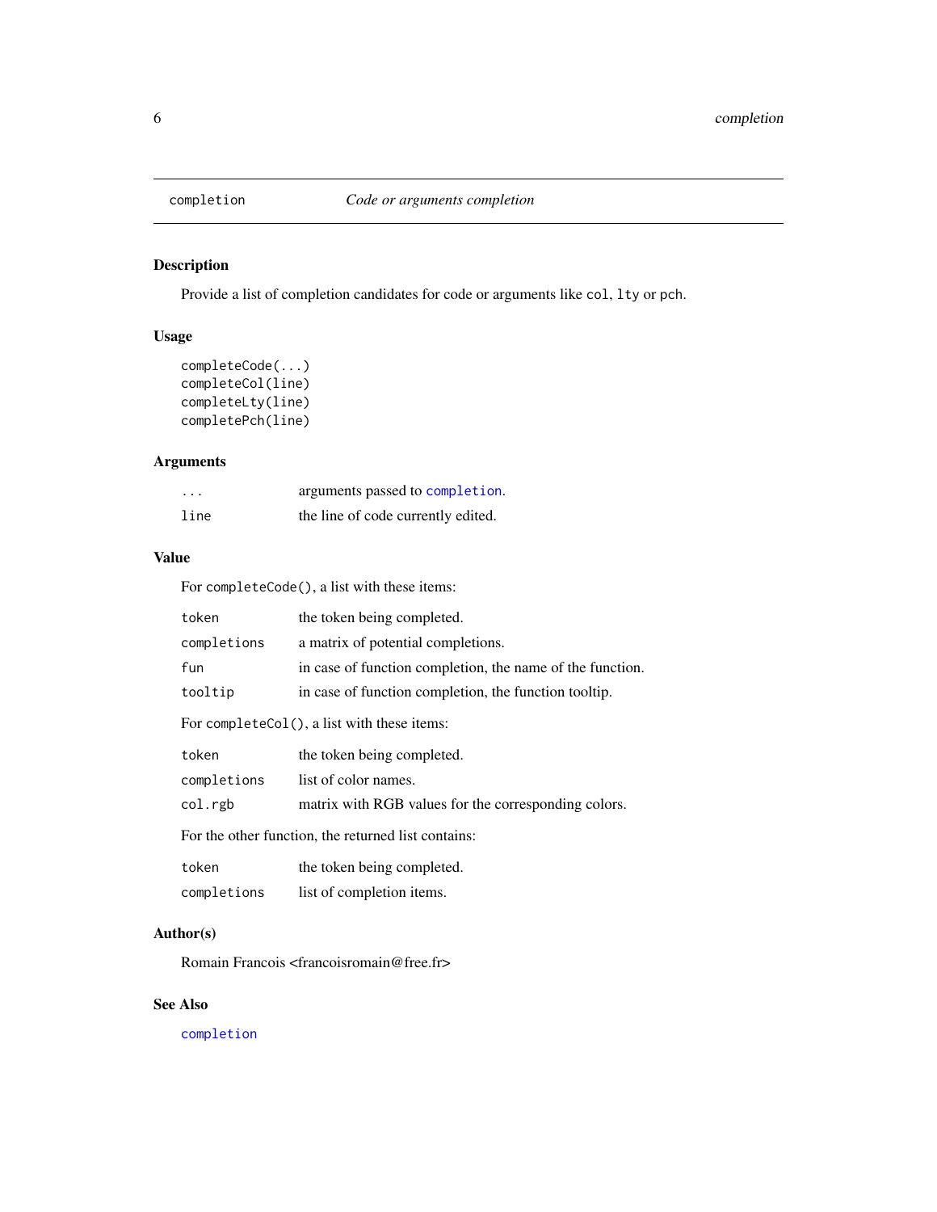## completion — *Code or arguments completion*

### Description

Provide a list of completion candidates for code or arguments like `col`, `lty` or `pch`.

### Usage

```
completeCode(...)
completeCol(line)
completeLty(line)
completePch(line)
```

### Arguments

| | |
|---|---|
| `...` | arguments passed to `completion`. |
| `line` | the line of code currently edited. |

### Value

For `completeCode()`, a list with these items:

| | |
|---|---|
| `token` | the token being completed. |
| `completions` | a matrix of potential completions. |
| `fun` | in case of function completion, the name of the function. |
| `tooltip` | in case of function completion, the function tooltip. |

For `completeCol()`, a list with these items:

| | |
|---|---|
| `token` | the token being completed. |
| `completions` | list of color names. |
| `col.rgb` | matrix with RGB values for the corresponding colors. |

For the other function, the returned list contains:

| | |
|---|---|
| `token` | the token being completed. |
| `completions` | list of completion items. |

### Author(s)

Romain Francois <francoisromain@free.fr>

### See Also

`completion`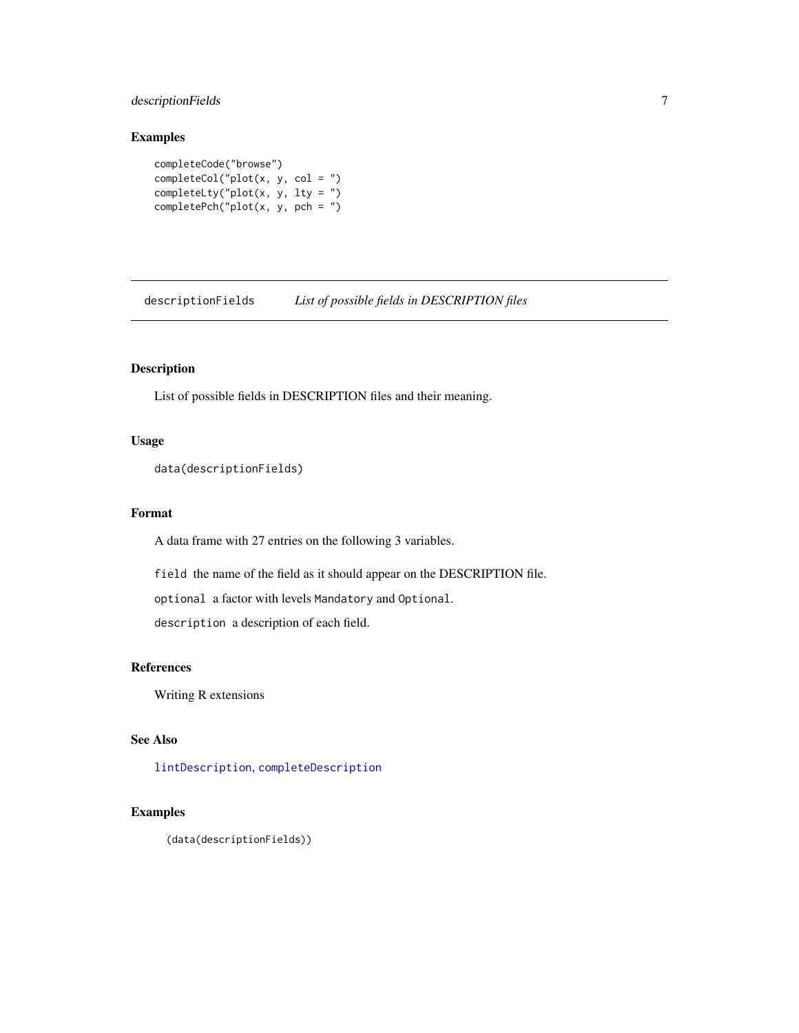## Examples

```
completeCode("browse")
completeCol("plot(x, y, col = ")
completeLty("plot(x, y, lty = ")
completePch("plot(x, y, pch = ")
```

---

# descriptionFields — *List of possible fields in DESCRIPTION files*

---

## Description

List of possible fields in DESCRIPTION files and their meaning.

## Usage

```
data(descriptionFields)
```

## Format

A data frame with 27 entries on the following 3 variables.

`field` the name of the field as it should appear on the DESCRIPTION file.

`optional` a factor with levels `Mandatory` and `Optional`.

`description` a description of each field.

## References

Writing R extensions

## See Also

`lintDescription`, `completeDescription`

## Examples

```
(data(descriptionFields))
```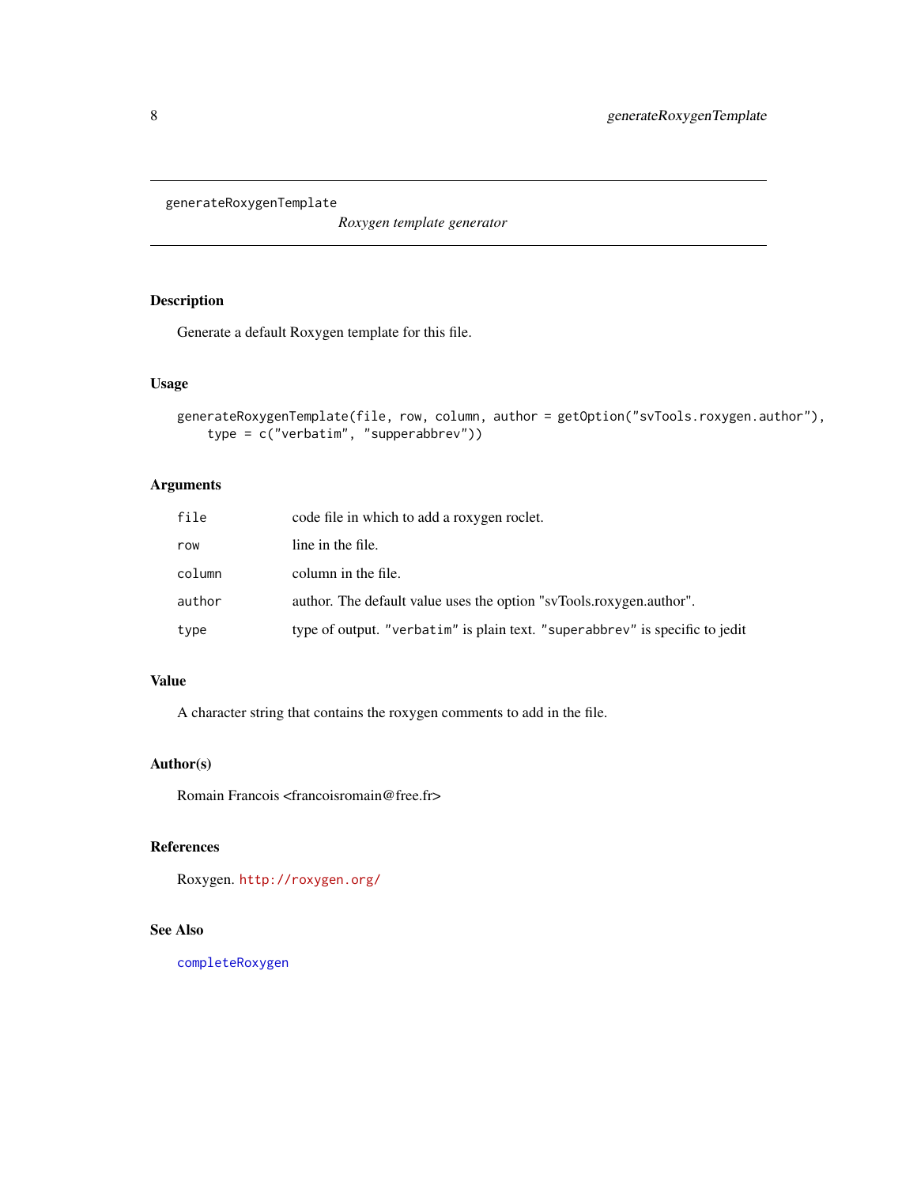generateRoxygenTemplate

*Roxygen template generator*

## Description

Generate a default Roxygen template for this file.

## Usage

```
generateRoxygenTemplate(file, row, column, author = getOption("svTools.roxygen.author"),
    type = c("verbatim", "supperabbrev"))
```

## Arguments

| | |
|---|---|
| `file` | code file in which to add a roxygen roclet. |
| `row` | line in the file. |
| `column` | column in the file. |
| `author` | author. The default value uses the option "svTools.roxygen.author". |
| `type` | type of output. `"verbatim"` is plain text. `"superabbrev"` is specific to jedit |

## Value

A character string that contains the roxygen comments to add in the file.

## Author(s)

Romain Francois <francoisromain@free.fr>

## References

Roxygen. http://roxygen.org/

## See Also

`completeRoxygen`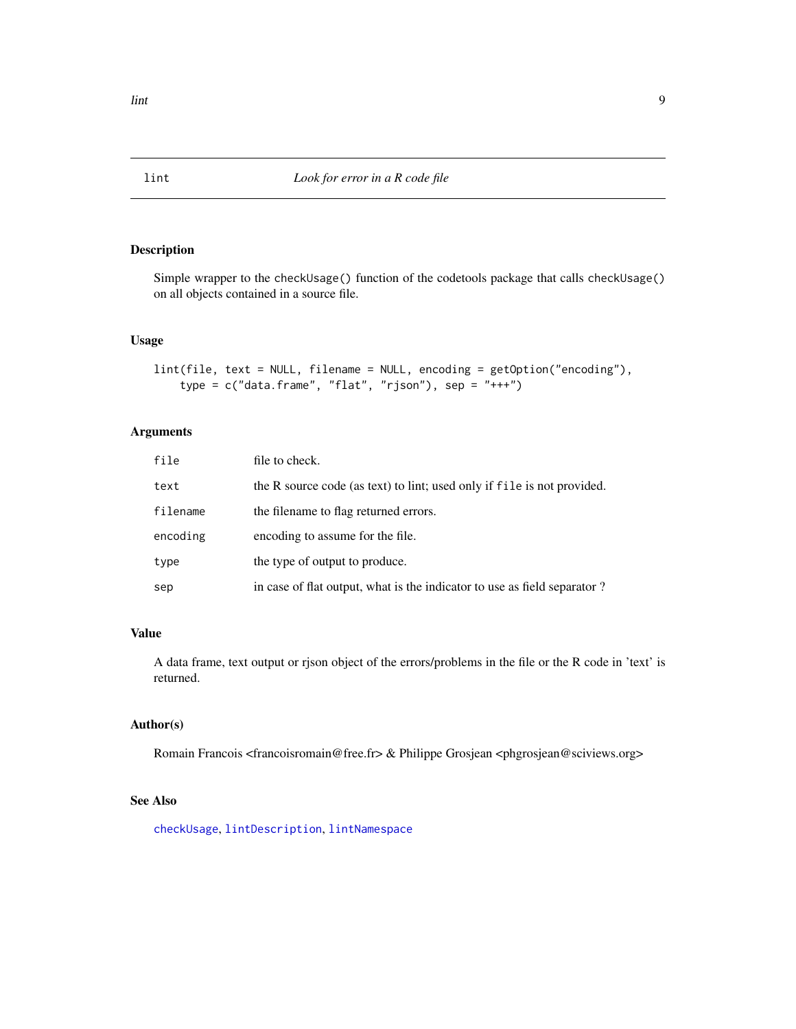# lint — *Look for error in a R code file*

## Description

Simple wrapper to the `checkUsage()` function of the codetools package that calls `checkUsage()` on all objects contained in a source file.

## Usage

```
lint(file, text = NULL, filename = NULL, encoding = getOption("encoding"),
    type = c("data.frame", "flat", "rjson"), sep = "+++")
```

## Arguments

| | |
|---|---|
| `file` | file to check. |
| `text` | the R source code (as text) to lint; used only if `file` is not provided. |
| `filename` | the filename to flag returned errors. |
| `encoding` | encoding to assume for the file. |
| `type` | the type of output to produce. |
| `sep` | in case of flat output, what is the indicator to use as field separator ? |

## Value

A data frame, text output or rjson object of the errors/problems in the file or the R code in 'text' is returned.

## Author(s)

Romain Francois <francoisromain@free.fr> & Philippe Grosjean <phgrosjean@sciviews.org>

## See Also

`checkUsage`, `lintDescription`, `lintNamespace`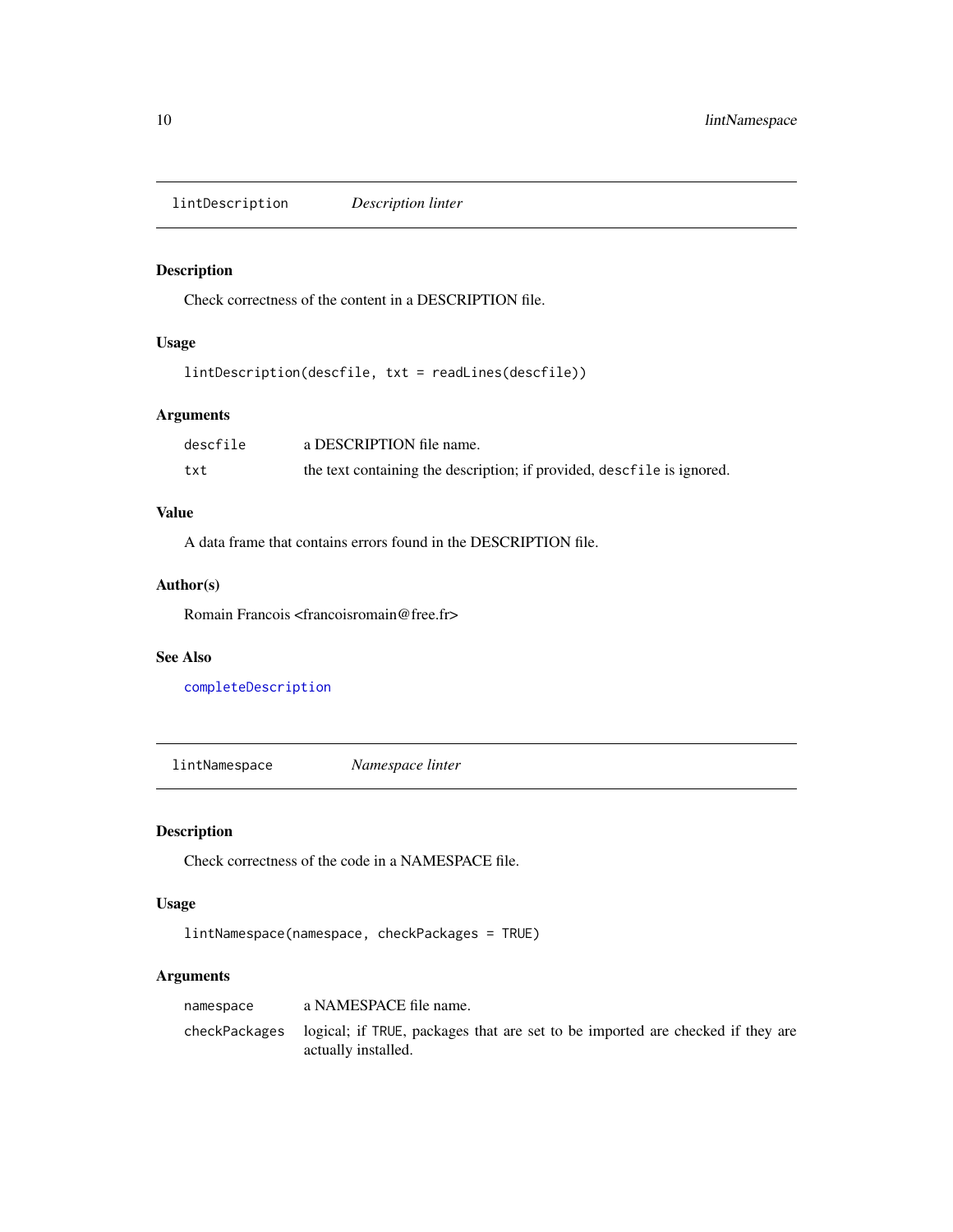## lintDescription — *Description linter*

### Description

Check correctness of the content in a DESCRIPTION file.

### Usage

```
lintDescription(descfile, txt = readLines(descfile))
```

### Arguments

| | |
|---|---|
| `descfile` | a DESCRIPTION file name. |
| `txt` | the text containing the description; if provided, `descfile` is ignored. |

### Value

A data frame that contains errors found in the DESCRIPTION file.

### Author(s)

Romain Francois <francoisromain@free.fr>

### See Also

`completeDescription`

## lintNamespace — *Namespace linter*

### Description

Check correctness of the code in a NAMESPACE file.

### Usage

```
lintNamespace(namespace, checkPackages = TRUE)
```

### Arguments

| | |
|---|---|
| `namespace` | a NAMESPACE file name. |
| `checkPackages` | logical; if `TRUE`, packages that are set to be imported are checked if they are actually installed. |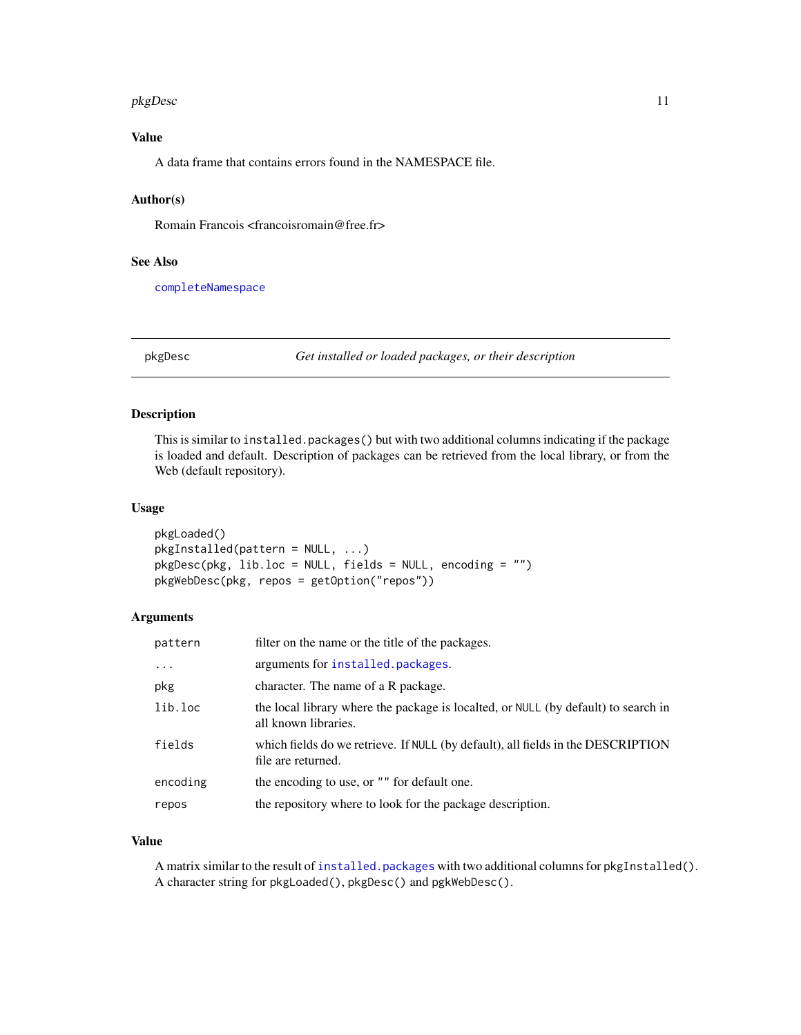## Value

A data frame that contains errors found in the NAMESPACE file.

## Author(s)

Romain Francois <francoisromain@free.fr>

## See Also

completeNamespace

---

# pkgDesc — *Get installed or loaded packages, or their description*

---

## Description

This is similar to `installed.packages()` but with two additional columns indicating if the package is loaded and default. Description of packages can be retrieved from the local library, or from the Web (default repository).

## Usage

```
pkgLoaded()
pkgInstalled(pattern = NULL, ...)
pkgDesc(pkg, lib.loc = NULL, fields = NULL, encoding = "")
pkgWebDesc(pkg, repos = getOption("repos"))
```

## Arguments

| | |
|---|---|
| `pattern` | filter on the name or the title of the packages. |
| `...` | arguments for installed.packages. |
| `pkg` | character. The name of a R package. |
| `lib.loc` | the local library where the package is localted, or `NULL` (by default) to search in all known libraries. |
| `fields` | which fields do we retrieve. If `NULL` (by default), all fields in the DESCRIPTION file are returned. |
| `encoding` | the encoding to use, or `""` for default one. |
| `repos` | the repository where to look for the package description. |

## Value

A matrix similar to the result of installed.packages with two additional columns for `pkgInstalled()`. A character string for `pkgLoaded()`, `pkgDesc()` and `pgkWebDesc()`.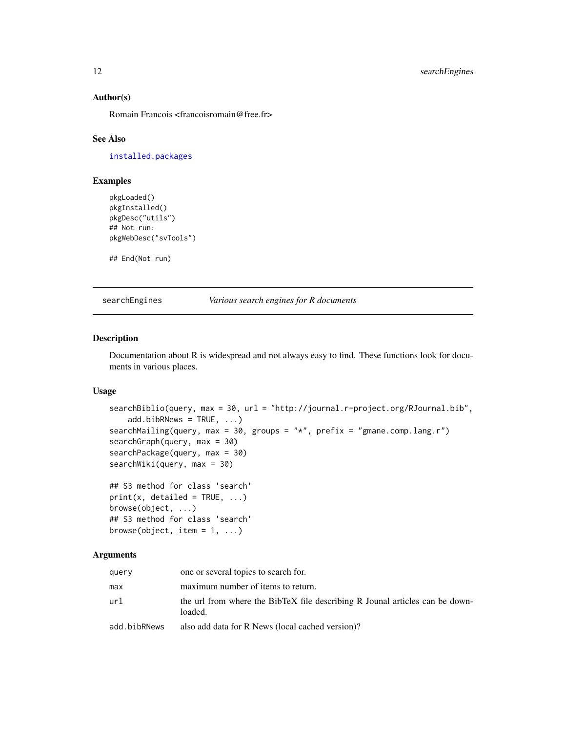### Author(s)

Romain Francois <francoisromain@free.fr>

### See Also

installed.packages

### Examples

```
pkgLoaded()
pkgInstalled()
pkgDesc("utils")
## Not run:
pkgWebDesc("svTools")

## End(Not run)
```

---

## searchEngines *Various search engines for R documents*

---

### Description

Documentation about R is widespread and not always easy to find. These functions look for documents in various places.

### Usage

```
searchBiblio(query, max = 30, url = "http://journal.r-project.org/RJournal.bib",
    add.bibRNews = TRUE, ...)
searchMailing(query, max = 30, groups = "*", prefix = "gmane.comp.lang.r")
searchGraph(query, max = 30)
searchPackage(query, max = 30)
searchWiki(query, max = 30)

## S3 method for class 'search'
print(x, detailed = TRUE, ...)
browse(object, ...)
## S3 method for class 'search'
browse(object, item = 1, ...)
```

### Arguments

| | |
|---|---|
| query | one or several topics to search for. |
| max | maximum number of items to return. |
| url | the url from where the BibTeX file describing R Jounal articles can be downloaded. |
| add.bibRNews | also add data for R News (local cached version)? |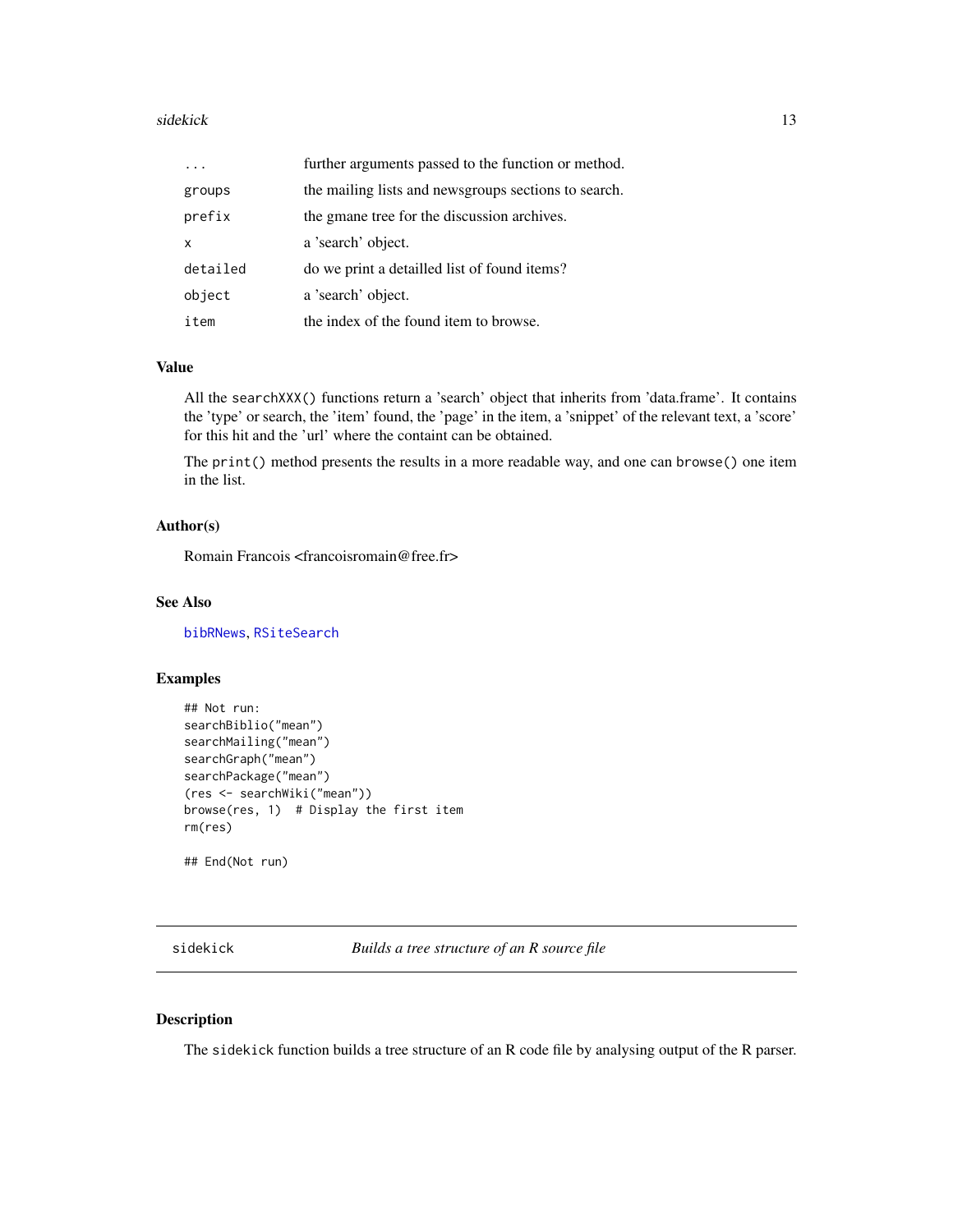| | |
|---|---|
| ... | further arguments passed to the function or method. |
| groups | the mailing lists and newsgroups sections to search. |
| prefix | the gmane tree for the discussion archives. |
| x | a 'search' object. |
| detailed | do we print a detailled list of found items? |
| object | a 'search' object. |
| item | the index of the found item to browse. |

### Value

All the searchXXX() functions return a 'search' object that inherits from 'data.frame'. It contains the 'type' or search, the 'item' found, the 'page' in the item, a 'snippet' of the relevant text, a 'score' for this hit and the 'url' where the containt can be obtained.

The print() method presents the results in a more readable way, and one can browse() one item in the list.

### Author(s)

Romain Francois <francoisromain@free.fr>

### See Also

bibRNews, RSiteSearch

### Examples

```
## Not run:
searchBiblio("mean")
searchMailing("mean")
searchGraph("mean")
searchPackage("mean")
(res <- searchWiki("mean"))
browse(res, 1)  # Display the first item
rm(res)

## End(Not run)
```

---

## sidekick — *Builds a tree structure of an R source file*

### Description

The sidekick function builds a tree structure of an R code file by analysing output of the R parser.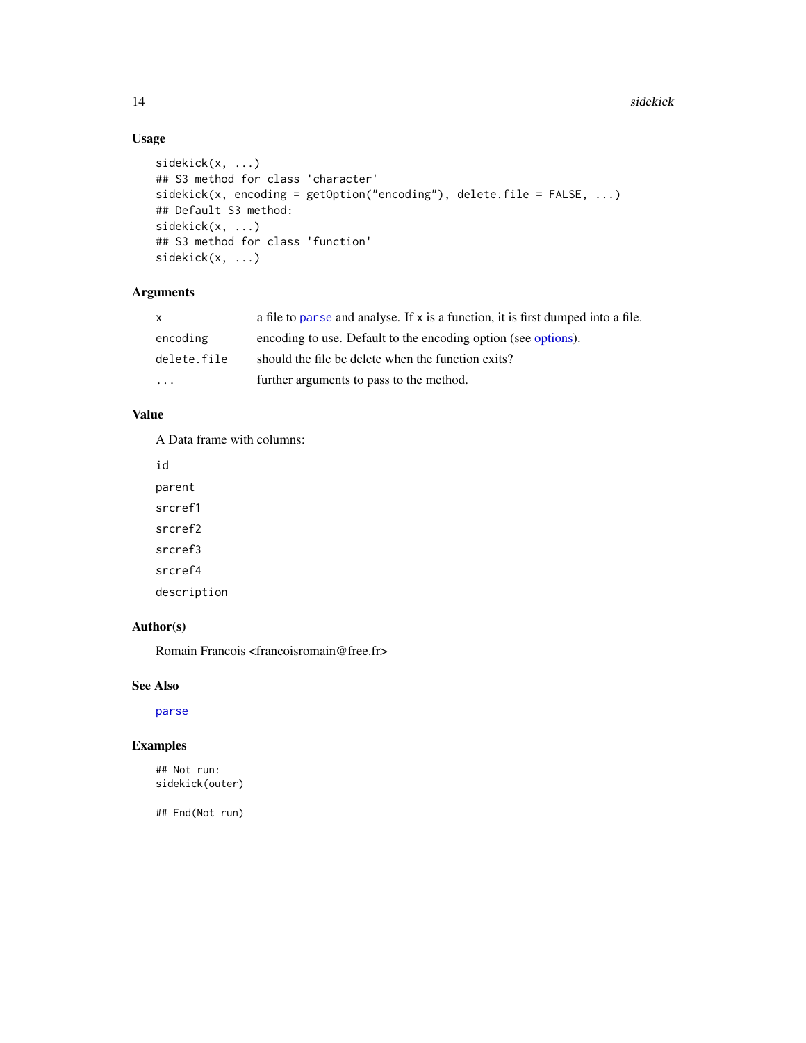### Usage

```
sidekick(x, ...)
## S3 method for class 'character'
sidekick(x, encoding = getOption("encoding"), delete.file = FALSE, ...)
## Default S3 method:
sidekick(x, ...)
## S3 method for class 'function'
sidekick(x, ...)
```

### Arguments

| | |
|---|---|
| `x` | a file to `parse` and analyse. If `x` is a function, it is first dumped into a file. |
| `encoding` | encoding to use. Default to the encoding option (see options). |
| `delete.file` | should the file be delete when the function exits? |
| `...` | further arguments to pass to the method. |

### Value

A Data frame with columns:

`id`

`parent`

`srcref1`

`srcref2`

`srcref3`

`srcref4`

`description`

### Author(s)

Romain Francois <francoisromain@free.fr>

### See Also

`parse`

### Examples

```
## Not run:
sidekick(outer)

## End(Not run)
```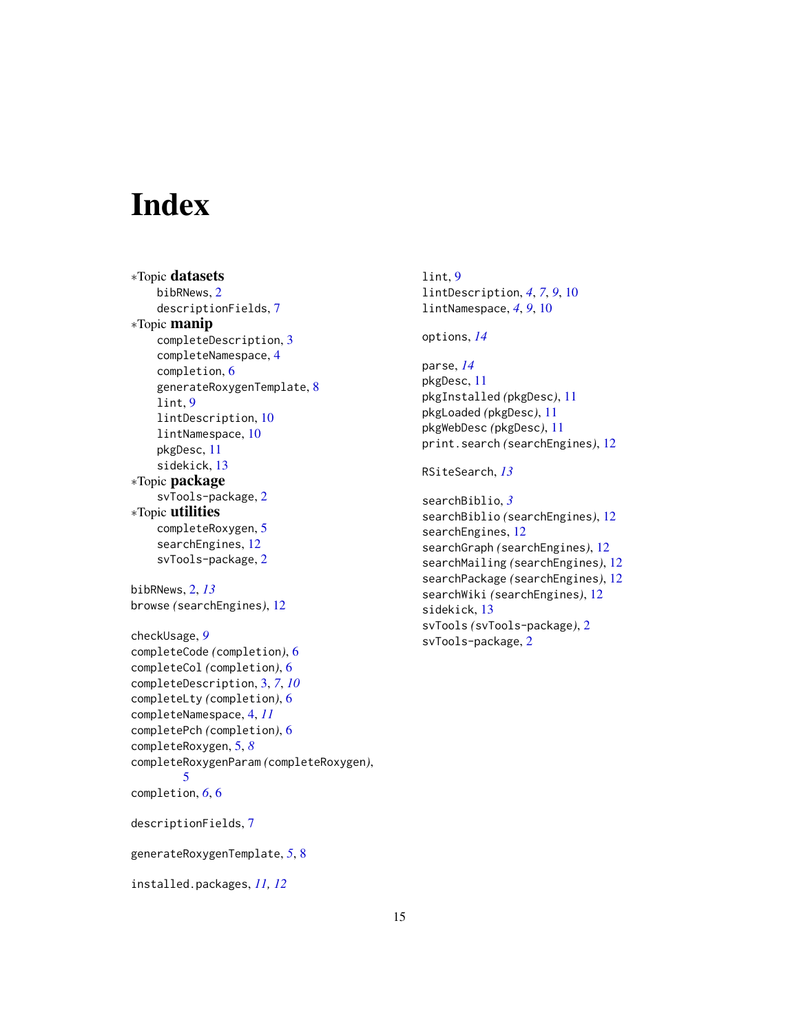# Index

*Topic **datasets**
- bibRNews, 2
- descriptionFields, 7

*Topic **manip**
- completeDescription, 3
- completeNamespace, 4
- completion, 6
- generateRoxygenTemplate, 8
- lint, 9
- lintDescription, 10
- lintNamespace, 10
- pkgDesc, 11
- sidekick, 13

*Topic **package**
- svTools-package, 2

*Topic **utilities**
- completeRoxygen, 5
- searchEngines, 12
- svTools-package, 2

bibRNews, 2, *13*
browse (searchEngines), 12

checkUsage, *9*
completeCode (completion), 6
completeCol (completion), 6
completeDescription, 3, *7*, *10*
completeLty (completion), 6
completeNamespace, 4, *11*
completePch (completion), 6
completeRoxygen, 5, *8*
completeRoxygenParam (completeRoxygen), 5
completion, *6*, 6

descriptionFields, 7

generateRoxygenTemplate, *5*, 8

installed.packages, *11*, *12*

lint, 9
lintDescription, *4*, *7*, *9*, 10
lintNamespace, *4*, *9*, 10

options, *14*

parse, *14*
pkgDesc, 11
pkgInstalled (pkgDesc), 11
pkgLoaded (pkgDesc), 11
pkgWebDesc (pkgDesc), 11
print.search (searchEngines), 12

RSiteSearch, *13*

searchBiblio, *3*
searchBiblio (searchEngines), 12
searchEngines, 12
searchGraph (searchEngines), 12
searchMailing (searchEngines), 12
searchPackage (searchEngines), 12
searchWiki (searchEngines), 12
sidekick, 13
svTools (svTools-package), 2
svTools-package, 2